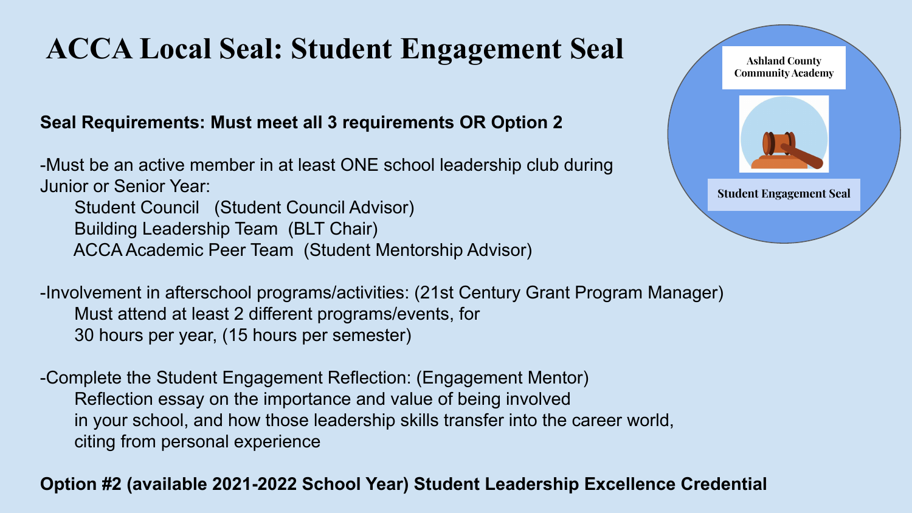# ACCA Local Seal: Student Engagement Seal

Ashland County Community Academy

Student Engagement Seal

**Seal Requirements: Must meet all 3 requirements OR Option 2**

-Must be an active member in at least ONE school leadership club during Junior or Senior Year:

- Student Council (Student Council Advisor)
- Building Leadership Team (BLT Chair)
- ACCA Academic Peer Team (Student Mentorship Advisor)

-Involvement in afterschool programs/activities: (21st Century Grant Program Manager)

Must attend at least 2 different programs/events, for 30 hours per year, (15 hours per semester)

-Complete the Student Engagement Reflection: (Engagement Mentor)

Reflection essay on the importance and value of being involved in your school, and how those leadership skills transfer into the career world, citing from personal experience

**Option #2 (available 2021-2022 School Year) Student Leadership Excellence Credential**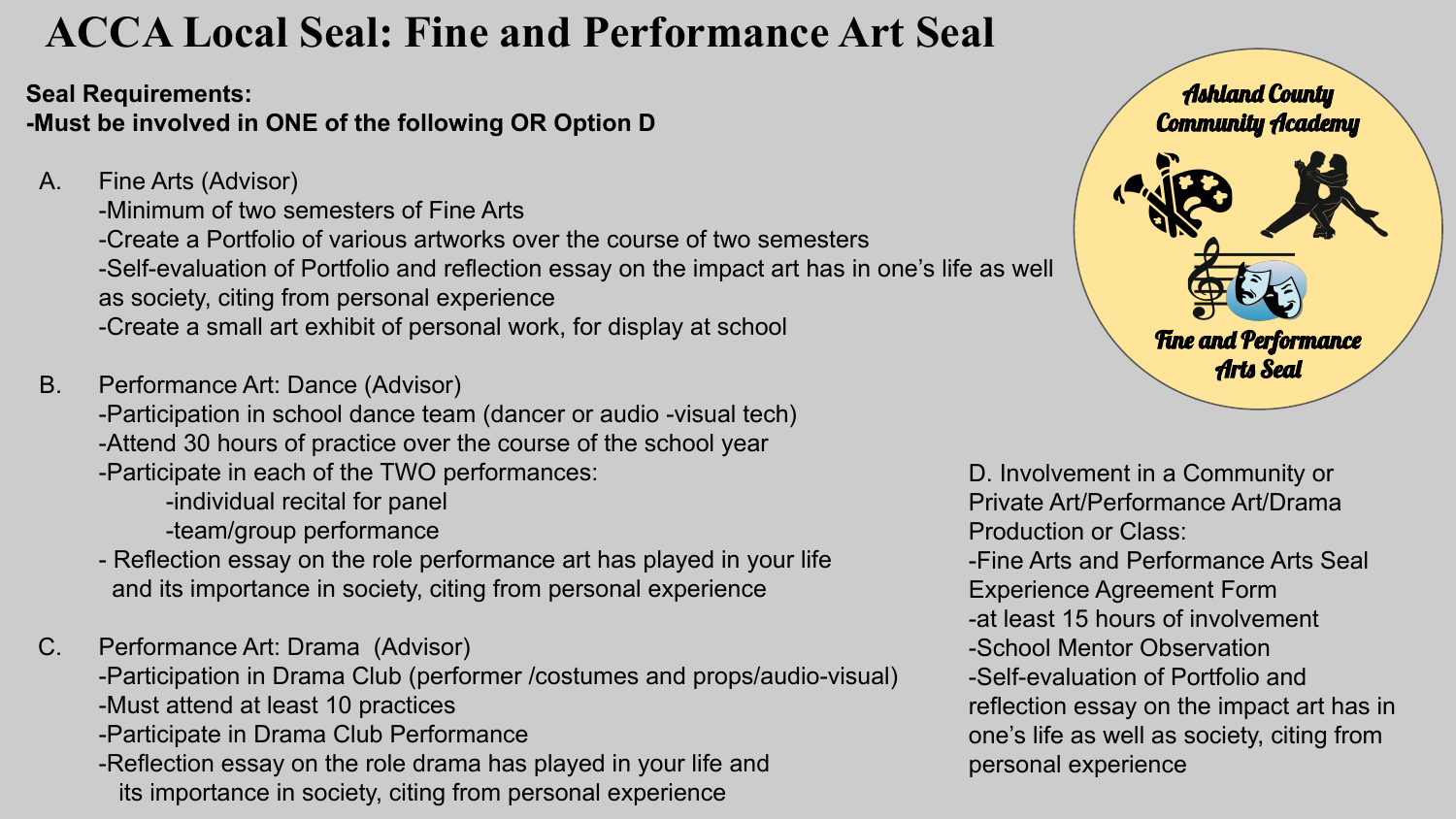# ACCA Local Seal: Fine and Performance Art Seal

**Seal Requirements:**
**-Must be involved in ONE of the following OR Option D**

A. Fine Arts (Advisor)
 -Minimum of two semesters of Fine Arts
 -Create a Portfolio of various artworks over the course of two semesters
 -Self-evaluation of Portfolio and reflection essay on the impact art has in one's life as well as society, citing from personal experience
 -Create a small art exhibit of personal work, for display at school

B. Performance Art: Dance (Advisor)
 -Participation in school dance team (dancer or audio -visual tech)
 -Attend 30 hours of practice over the course of the school year
 -Participate in each of the TWO performances:
  -individual recital for panel
  -team/group performance
 - Reflection essay on the role performance art has played in your life and its importance in society, citing from personal experience

C. Performance Art: Drama (Advisor)
 -Participation in Drama Club (performer /costumes and props/audio-visual)
 -Must attend at least 10 practices
 -Participate in Drama Club Performance
 -Reflection essay on the role drama has played in your life and its importance in society, citing from personal experience

D. Involvement in a Community or Private Art/Performance Art/Drama Production or Class:
 -Fine Arts and Performance Arts Seal Experience Agreement Form
 -at least 15 hours of involvement
 -School Mentor Observation
 -Self-evaluation of Portfolio and reflection essay on the impact art has in one's life as well as society, citing from personal experience

Ashland County Community Academy

Fine and Performance Arts Seal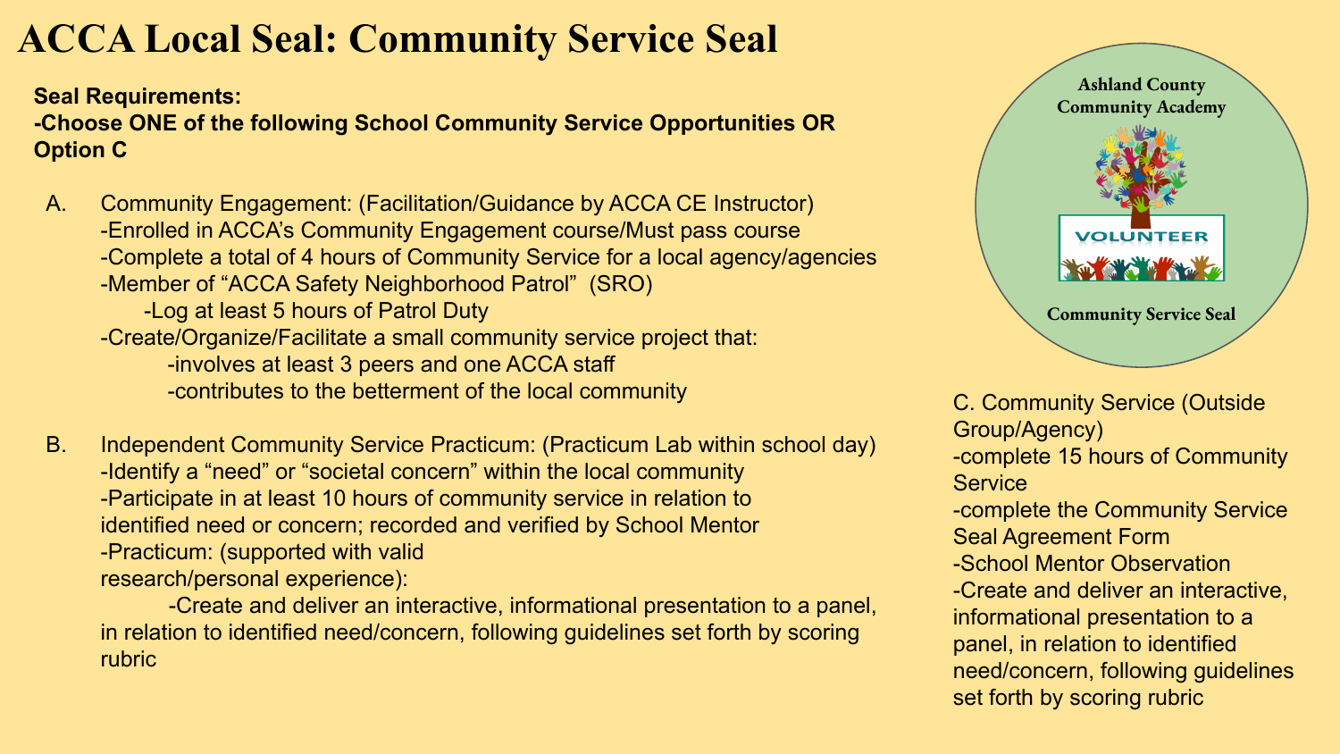# ACCA Local Seal: Community Service Seal

**Seal Requirements:**
**-Choose ONE of the following School Community Service Opportunities OR Option C**

A. Community Engagement: (Facilitation/Guidance by ACCA CE Instructor)
-Enrolled in ACCA's Community Engagement course/Must pass course
-Complete a total of 4 hours of Community Service for a local agency/agencies
-Member of "ACCA Safety Neighborhood Patrol" (SRO)
    -Log at least 5 hours of Patrol Duty
-Create/Organize/Facilitate a small community service project that:
    -involves at least 3 peers and one ACCA staff
    -contributes to the betterment of the local community

B. Independent Community Service Practicum: (Practicum Lab within school day)
-Identify a "need" or "societal concern" within the local community
-Participate in at least 10 hours of community service in relation to identified need or concern; recorded and verified by School Mentor
-Practicum: (supported with valid research/personal experience):
    -Create and deliver an interactive, informational presentation to a panel, in relation to identified need/concern, following guidelines set forth by scoring rubric

Ashland County Community Academy

VOLUNTEER

Community Service Seal

C. Community Service (Outside Group/Agency)
-complete 15 hours of Community Service
-complete the Community Service Seal Agreement Form
-School Mentor Observation
-Create and deliver an interactive, informational presentation to a panel, in relation to identified need/concern, following guidelines set forth by scoring rubric